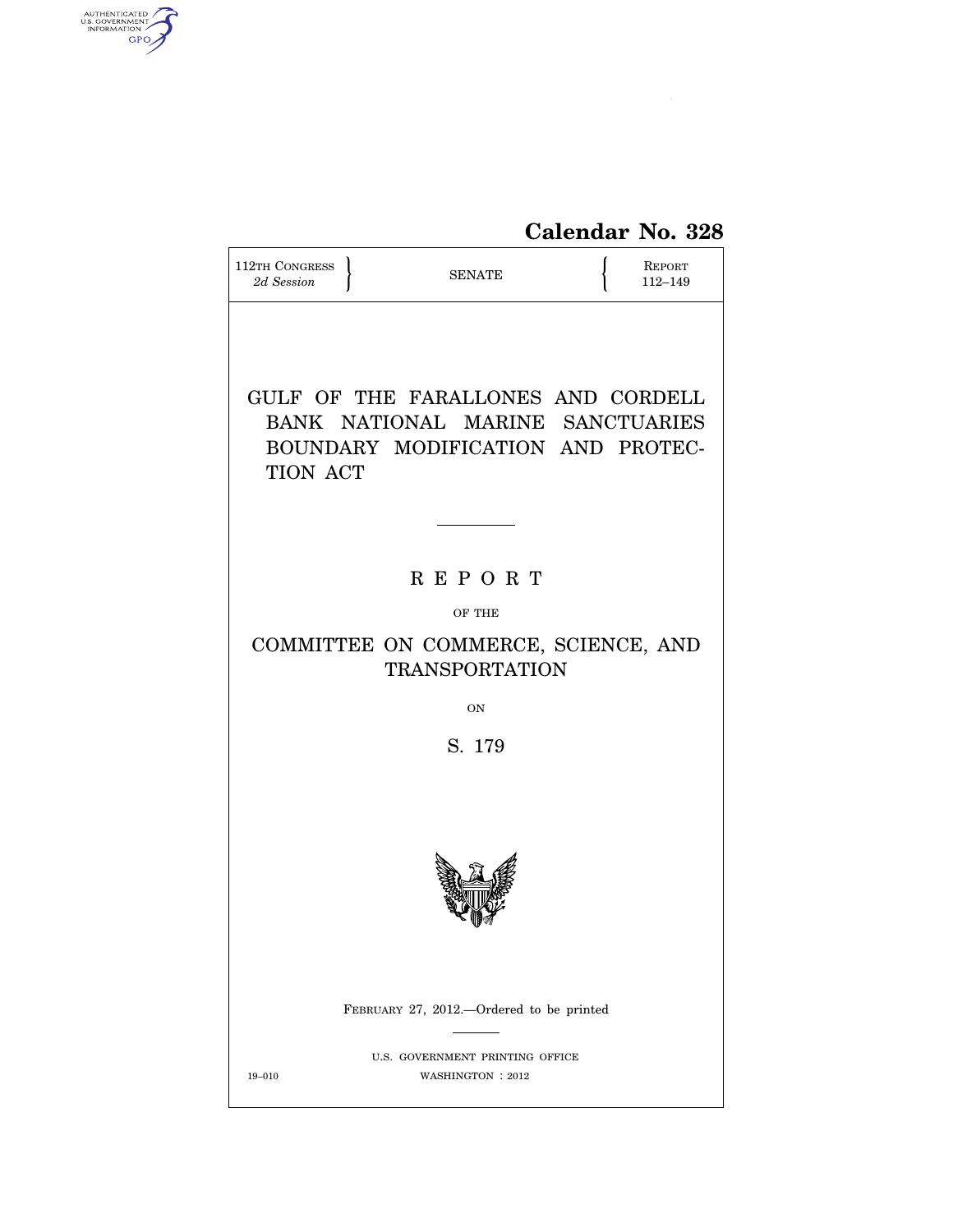Calendar No. 328

112TH CONGRESS
*2d Session*

SENATE

REPORT
112–149

# GULF OF THE FARALLONES AND CORDELL BANK NATIONAL MARINE SANCTUARIES BOUNDARY MODIFICATION AND PROTECTION ACT

R E P O R T

OF THE

COMMITTEE ON COMMERCE, SCIENCE, AND TRANSPORTATION

ON

S. 179

FEBRUARY 27, 2012.—Ordered to be printed

U.S. GOVERNMENT PRINTING OFFICE

19–010 WASHINGTON : 2012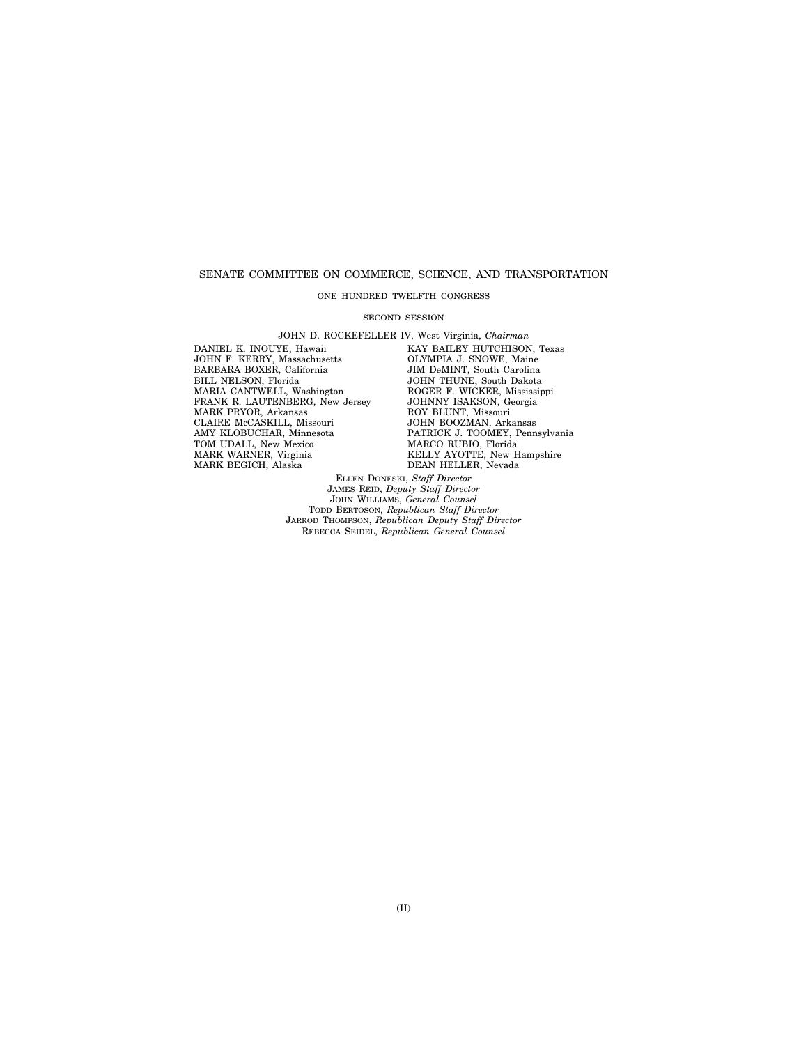SENATE COMMITTEE ON COMMERCE, SCIENCE, AND TRANSPORTATION

ONE HUNDRED TWELFTH CONGRESS

SECOND SESSION

JOHN D. ROCKEFELLER IV, West Virginia, *Chairman*

DANIEL K. INOUYE, Hawaii
JOHN F. KERRY, Massachusetts
BARBARA BOXER, California
BILL NELSON, Florida
MARIA CANTWELL, Washington
FRANK R. LAUTENBERG, New Jersey
MARK PRYOR, Arkansas
CLAIRE McCASKILL, Missouri
AMY KLOBUCHAR, Minnesota
TOM UDALL, New Mexico
MARK WARNER, Virginia
MARK BEGICH, Alaska

KAY BAILEY HUTCHISON, Texas
OLYMPIA J. SNOWE, Maine
JIM DeMINT, South Carolina
JOHN THUNE, South Dakota
ROGER F. WICKER, Mississippi
JOHNNY ISAKSON, Georgia
ROY BLUNT, Missouri
JOHN BOOZMAN, Arkansas
PATRICK J. TOOMEY, Pennsylvania
MARCO RUBIO, Florida
KELLY AYOTTE, New Hampshire
DEAN HELLER, Nevada

ELLEN DONESKI, *Staff Director*
JAMES REID, *Deputy Staff Director*
JOHN WILLIAMS, *General Counsel*
TODD BERTOSON, *Republican Staff Director*
JARROD THOMPSON, *Republican Deputy Staff Director*
REBECCA SEIDEL, *Republican General Counsel*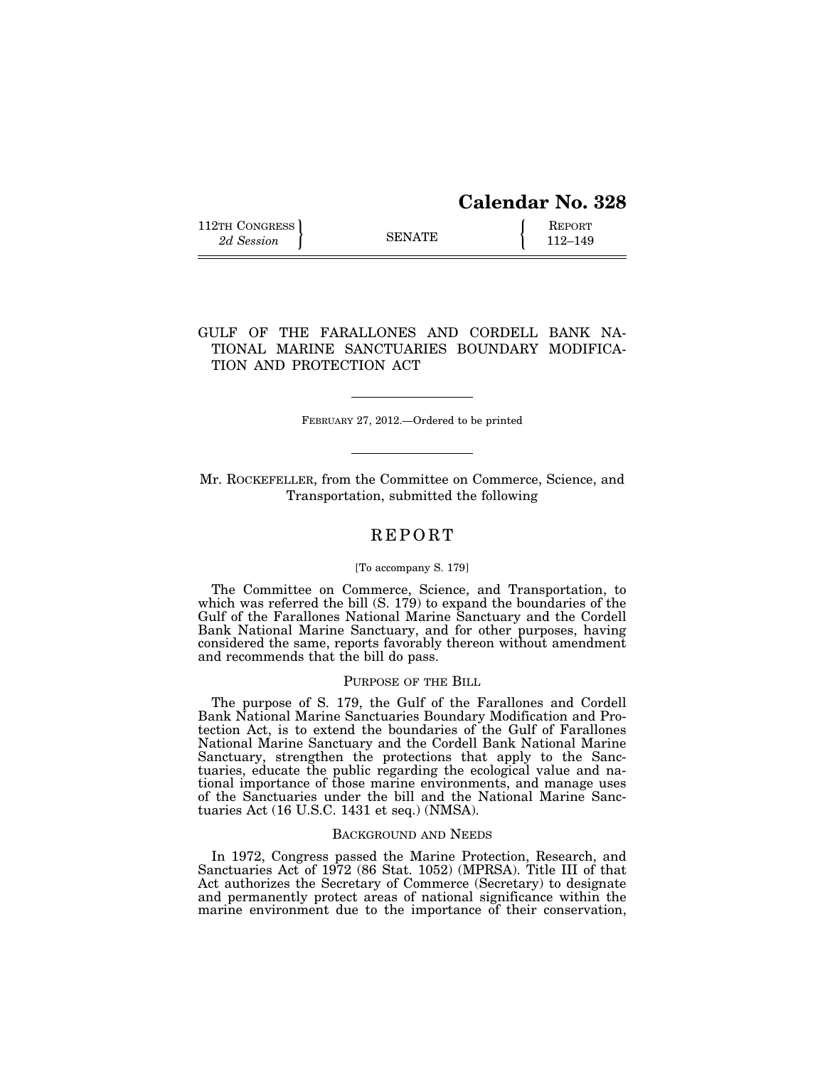# Calendar No. 328

112TH CONGRESS
*2d Session*

SENATE

REPORT
112–149

## GULF OF THE FARALLONES AND CORDELL BANK NATIONAL MARINE SANCTUARIES BOUNDARY MODIFICATION AND PROTECTION ACT

FEBRUARY 27, 2012.—Ordered to be printed

Mr. ROCKEFELLER, from the Committee on Commerce, Science, and Transportation, submitted the following

## REPORT

[To accompany S. 179]

The Committee on Commerce, Science, and Transportation, to which was referred the bill (S. 179) to expand the boundaries of the Gulf of the Farallones National Marine Sanctuary and the Cordell Bank National Marine Sanctuary, and for other purposes, having considered the same, reports favorably thereon without amendment and recommends that the bill do pass.

### PURPOSE OF THE BILL

The purpose of S. 179, the Gulf of the Farallones and Cordell Bank National Marine Sanctuaries Boundary Modification and Protection Act, is to extend the boundaries of the Gulf of Farallones National Marine Sanctuary and the Cordell Bank National Marine Sanctuary, strengthen the protections that apply to the Sanctuaries, educate the public regarding the ecological value and national importance of those marine environments, and manage uses of the Sanctuaries under the bill and the National Marine Sanctuaries Act (16 U.S.C. 1431 et seq.) (NMSA).

### BACKGROUND AND NEEDS

In 1972, Congress passed the Marine Protection, Research, and Sanctuaries Act of 1972 (86 Stat. 1052) (MPRSA). Title III of that Act authorizes the Secretary of Commerce (Secretary) to designate and permanently protect areas of national significance within the marine environment due to the importance of their conservation,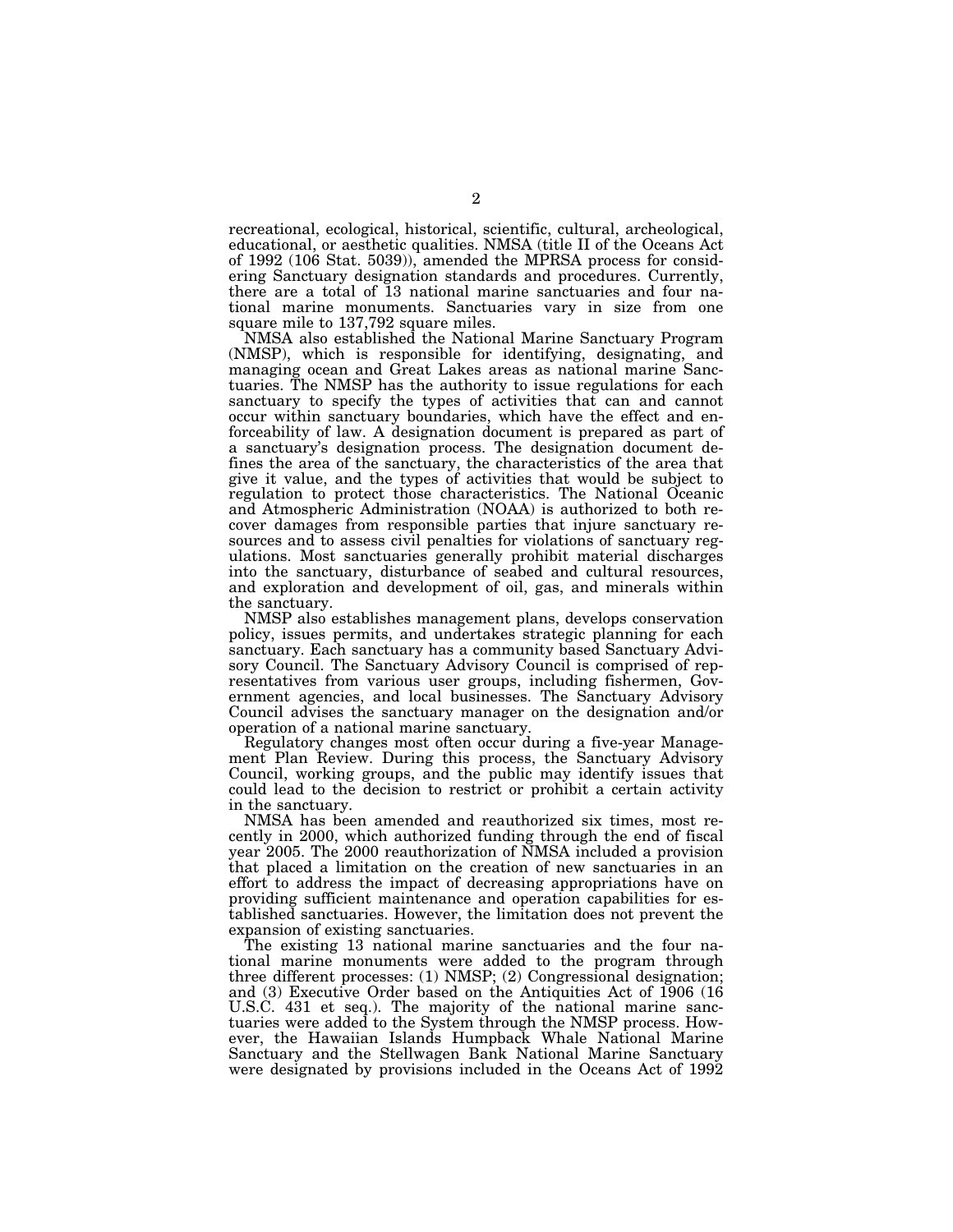recreational, ecological, historical, scientific, cultural, archeological, educational, or aesthetic qualities. NMSA (title II of the Oceans Act of 1992 (106 Stat. 5039)), amended the MPRSA process for considering Sanctuary designation standards and procedures. Currently, there are a total of 13 national marine sanctuaries and four national marine monuments. Sanctuaries vary in size from one square mile to 137,792 square miles.

NMSA also established the National Marine Sanctuary Program (NMSP), which is responsible for identifying, designating, and managing ocean and Great Lakes areas as national marine Sanctuaries. The NMSP has the authority to issue regulations for each sanctuary to specify the types of activities that can and cannot occur within sanctuary boundaries, which have the effect and enforceability of law. A designation document is prepared as part of a sanctuary's designation process. The designation document defines the area of the sanctuary, the characteristics of the area that give it value, and the types of activities that would be subject to regulation to protect those characteristics. The National Oceanic and Atmospheric Administration (NOAA) is authorized to both recover damages from responsible parties that injure sanctuary resources and to assess civil penalties for violations of sanctuary regulations. Most sanctuaries generally prohibit material discharges into the sanctuary, disturbance of seabed and cultural resources, and exploration and development of oil, gas, and minerals within the sanctuary.

NMSP also establishes management plans, develops conservation policy, issues permits, and undertakes strategic planning for each sanctuary. Each sanctuary has a community based Sanctuary Advisory Council. The Sanctuary Advisory Council is comprised of representatives from various user groups, including fishermen, Government agencies, and local businesses. The Sanctuary Advisory Council advises the sanctuary manager on the designation and/or operation of a national marine sanctuary.

Regulatory changes most often occur during a five-year Management Plan Review. During this process, the Sanctuary Advisory Council, working groups, and the public may identify issues that could lead to the decision to restrict or prohibit a certain activity in the sanctuary.

NMSA has been amended and reauthorized six times, most recently in 2000, which authorized funding through the end of fiscal year 2005. The 2000 reauthorization of NMSA included a provision that placed a limitation on the creation of new sanctuaries in an effort to address the impact of decreasing appropriations have on providing sufficient maintenance and operation capabilities for established sanctuaries. However, the limitation does not prevent the expansion of existing sanctuaries.

The existing 13 national marine sanctuaries and the four national marine monuments were added to the program through three different processes: (1) NMSP; (2) Congressional designation; and (3) Executive Order based on the Antiquities Act of 1906 (16 U.S.C. 431 et seq.). The majority of the national marine sanctuaries were added to the System through the NMSP process. However, the Hawaiian Islands Humpback Whale National Marine Sanctuary and the Stellwagen Bank National Marine Sanctuary were designated by provisions included in the Oceans Act of 1992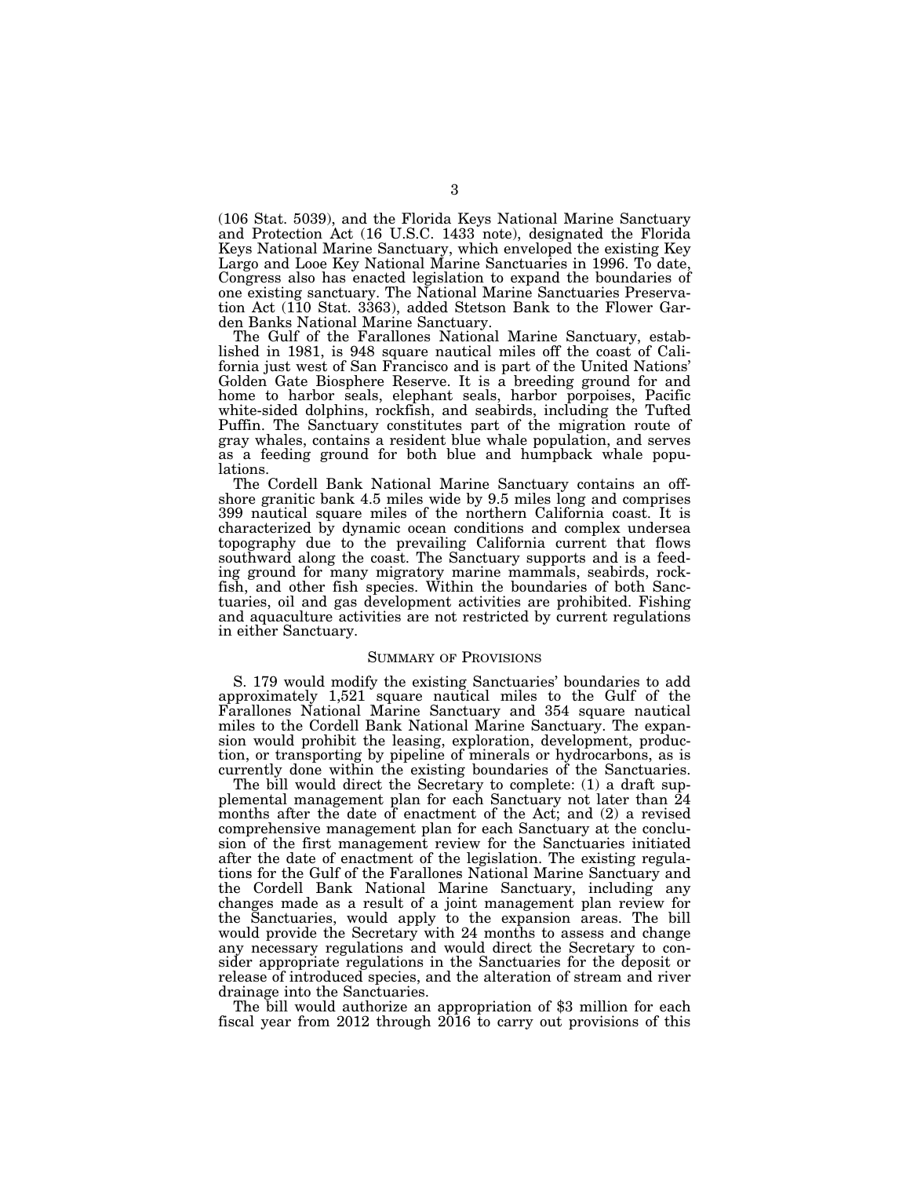(106 Stat. 5039), and the Florida Keys National Marine Sanctuary and Protection Act (16 U.S.C. 1433 note), designated the Florida Keys National Marine Sanctuary, which enveloped the existing Key Largo and Looe Key National Marine Sanctuaries in 1996. To date, Congress also has enacted legislation to expand the boundaries of one existing sanctuary. The National Marine Sanctuaries Preservation Act (110 Stat. 3363), added Stetson Bank to the Flower Garden Banks National Marine Sanctuary.

The Gulf of the Farallones National Marine Sanctuary, established in 1981, is 948 square nautical miles off the coast of California just west of San Francisco and is part of the United Nations' Golden Gate Biosphere Reserve. It is a breeding ground for and home to harbor seals, elephant seals, harbor porpoises, Pacific white-sided dolphins, rockfish, and seabirds, including the Tufted Puffin. The Sanctuary constitutes part of the migration route of gray whales, contains a resident blue whale population, and serves as a feeding ground for both blue and humpback whale populations.

The Cordell Bank National Marine Sanctuary contains an offshore granitic bank 4.5 miles wide by 9.5 miles long and comprises 399 nautical square miles of the northern California coast. It is characterized by dynamic ocean conditions and complex undersea topography due to the prevailing California current that flows southward along the coast. The Sanctuary supports and is a feeding ground for many migratory marine mammals, seabirds, rockfish, and other fish species. Within the boundaries of both Sanctuaries, oil and gas development activities are prohibited. Fishing and aquaculture activities are not restricted by current regulations in either Sanctuary.

## SUMMARY OF PROVISIONS

S. 179 would modify the existing Sanctuaries' boundaries to add approximately 1,521 square nautical miles to the Gulf of the Farallones National Marine Sanctuary and 354 square nautical miles to the Cordell Bank National Marine Sanctuary. The expansion would prohibit the leasing, exploration, development, production, or transporting by pipeline of minerals or hydrocarbons, as is currently done within the existing boundaries of the Sanctuaries.

The bill would direct the Secretary to complete: (1) a draft supplemental management plan for each Sanctuary not later than 24 months after the date of enactment of the Act; and (2) a revised comprehensive management plan for each Sanctuary at the conclusion of the first management review for the Sanctuaries initiated after the date of enactment of the legislation. The existing regulations for the Gulf of the Farallones National Marine Sanctuary and the Cordell Bank National Marine Sanctuary, including any changes made as a result of a joint management plan review for the Sanctuaries, would apply to the expansion areas. The bill would provide the Secretary with 24 months to assess and change any necessary regulations and would direct the Secretary to consider appropriate regulations in the Sanctuaries for the deposit or release of introduced species, and the alteration of stream and river drainage into the Sanctuaries.

The bill would authorize an appropriation of $3 million for each fiscal year from 2012 through 2016 to carry out provisions of this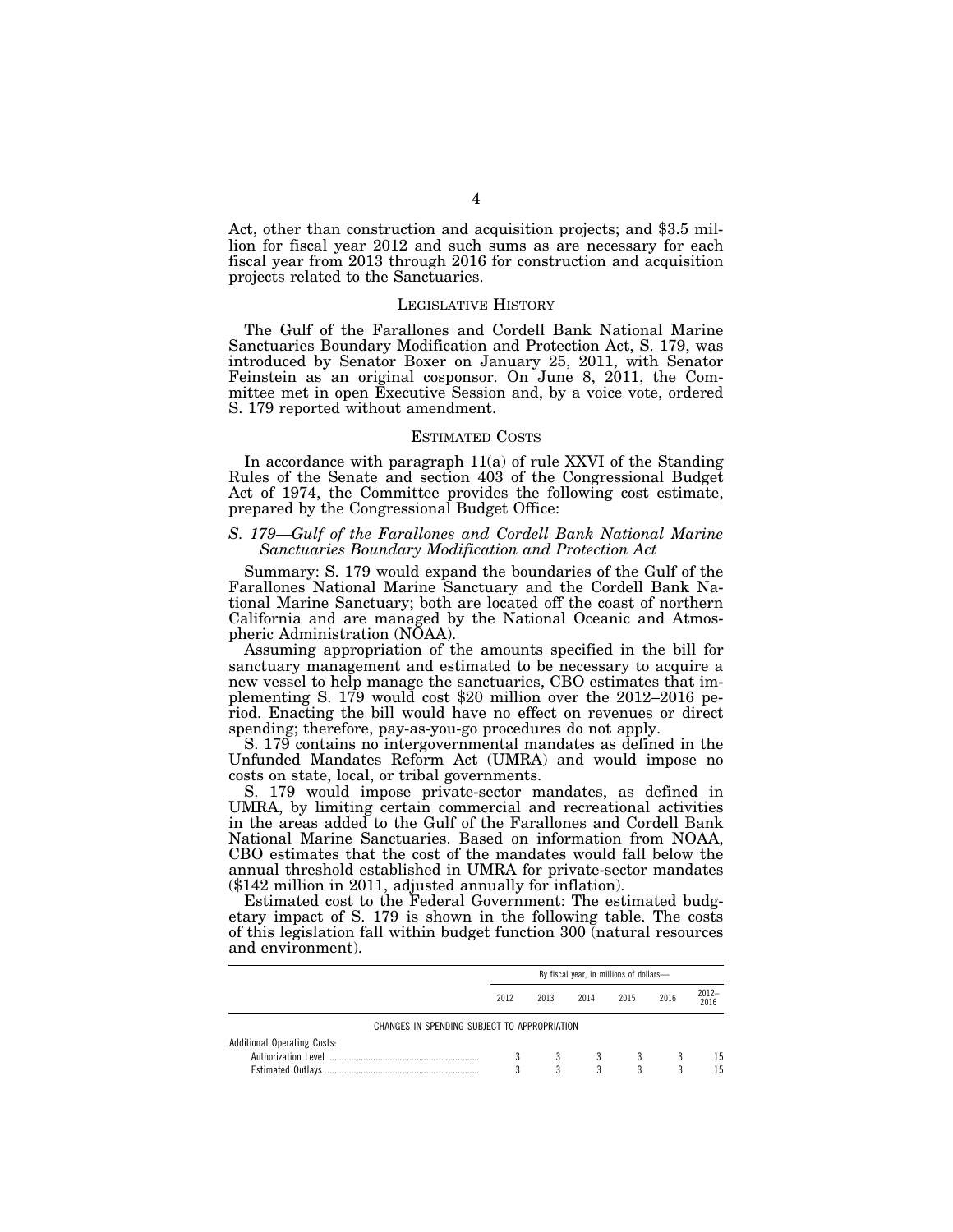Act, other than construction and acquisition projects; and $3.5 million for fiscal year 2012 and such sums as are necessary for each fiscal year from 2013 through 2016 for construction and acquisition projects related to the Sanctuaries.

## LEGISLATIVE HISTORY

The Gulf of the Farallones and Cordell Bank National Marine Sanctuaries Boundary Modification and Protection Act, S. 179, was introduced by Senator Boxer on January 25, 2011, with Senator Feinstein as an original cosponsor. On June 8, 2011, the Committee met in open Executive Session and, by a voice vote, ordered S. 179 reported without amendment.

## ESTIMATED COSTS

In accordance with paragraph 11(a) of rule XXVI of the Standing Rules of the Senate and section 403 of the Congressional Budget Act of 1974, the Committee provides the following cost estimate, prepared by the Congressional Budget Office:

### *S. 179—Gulf of the Farallones and Cordell Bank National Marine Sanctuaries Boundary Modification and Protection Act*

Summary: S. 179 would expand the boundaries of the Gulf of the Farallones National Marine Sanctuary and the Cordell Bank National Marine Sanctuary; both are located off the coast of northern California and are managed by the National Oceanic and Atmospheric Administration (NOAA).

Assuming appropriation of the amounts specified in the bill for sanctuary management and estimated to be necessary to acquire a new vessel to help manage the sanctuaries, CBO estimates that implementing S. 179 would cost $20 million over the 2012–2016 period. Enacting the bill would have no effect on revenues or direct spending; therefore, pay-as-you-go procedures do not apply.

S. 179 contains no intergovernmental mandates as defined in the Unfunded Mandates Reform Act (UMRA) and would impose no costs on state, local, or tribal governments.

S. 179 would impose private-sector mandates, as defined in UMRA, by limiting certain commercial and recreational activities in the areas added to the Gulf of the Farallones and Cordell Bank National Marine Sanctuaries. Based on information from NOAA, CBO estimates that the cost of the mandates would fall below the annual threshold established in UMRA for private-sector mandates ($142 million in 2011, adjusted annually for inflation).

Estimated cost to the Federal Government: The estimated budgetary impact of S. 179 is shown in the following table. The costs of this legislation fall within budget function 300 (natural resources and environment).

| | By fiscal year, in millions of dollars— | | | | | |
|---|---|---|---|---|---|---|
| | 2012 | 2013 | 2014 | 2015 | 2016 | 2012–2016 |
| CHANGES IN SPENDING SUBJECT TO APPROPRIATION | | | | | | |
| Additional Operating Costs: | | | | | | |
| Authorization Level | 3 | 3 | 3 | 3 | 3 | 15 |
| Estimated Outlays | 3 | 3 | 3 | 3 | 3 | 15 |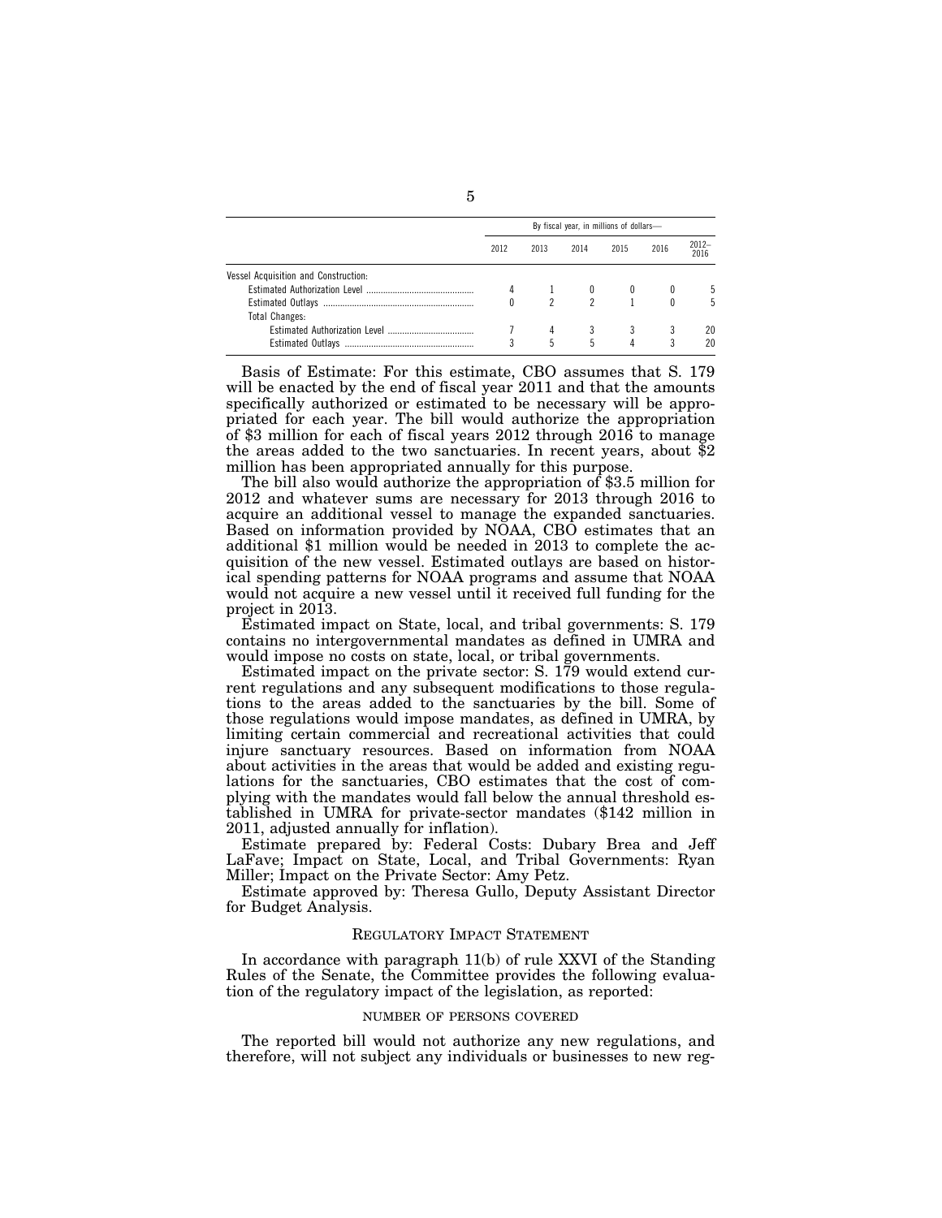| | By fiscal year, in millions of dollars— | | | | | |
|---|---|---|---|---|---|---|
| | 2012 | 2013 | 2014 | 2015 | 2016 | 2012–2016 |
| Vessel Acquisition and Construction: | | | | | | |
| Estimated Authorization Level | 4 | 1 | 0 | 0 | 0 | 5 |
| Estimated Outlays | 0 | 2 | 2 | 1 | 0 | 5 |
| Total Changes: | | | | | | |
| Estimated Authorization Level | 7 | 4 | 3 | 3 | 3 | 20 |
| Estimated Outlays | 3 | 5 | 5 | 4 | 3 | 20 |

Basis of Estimate: For this estimate, CBO assumes that S. 179 will be enacted by the end of fiscal year 2011 and that the amounts specifically authorized or estimated to be necessary will be appropriated for each year. The bill would authorize the appropriation of $3 million for each of fiscal years 2012 through 2016 to manage the areas added to the two sanctuaries. In recent years, about $2 million has been appropriated annually for this purpose.

The bill also would authorize the appropriation of $3.5 million for 2012 and whatever sums are necessary for 2013 through 2016 to acquire an additional vessel to manage the expanded sanctuaries. Based on information provided by NOAA, CBO estimates that an additional $1 million would be needed in 2013 to complete the acquisition of the new vessel. Estimated outlays are based on historical spending patterns for NOAA programs and assume that NOAA would not acquire a new vessel until it received full funding for the project in 2013.

Estimated impact on State, local, and tribal governments: S. 179 contains no intergovernmental mandates as defined in UMRA and would impose no costs on state, local, or tribal governments.

Estimated impact on the private sector: S. 179 would extend current regulations and any subsequent modifications to those regulations to the areas added to the sanctuaries by the bill. Some of those regulations would impose mandates, as defined in UMRA, by limiting certain commercial and recreational activities that could injure sanctuary resources. Based on information from NOAA about activities in the areas that would be added and existing regulations for the sanctuaries, CBO estimates that the cost of complying with the mandates would fall below the annual threshold established in UMRA for private-sector mandates ($142 million in 2011, adjusted annually for inflation).

Estimate prepared by: Federal Costs: Dubary Brea and Jeff LaFave; Impact on State, Local, and Tribal Governments: Ryan Miller; Impact on the Private Sector: Amy Petz.

Estimate approved by: Theresa Gullo, Deputy Assistant Director for Budget Analysis.

## REGULATORY IMPACT STATEMENT

In accordance with paragraph 11(b) of rule XXVI of the Standing Rules of the Senate, the Committee provides the following evaluation of the regulatory impact of the legislation, as reported:

### NUMBER OF PERSONS COVERED

The reported bill would not authorize any new regulations, and therefore, will not subject any individuals or businesses to new reg-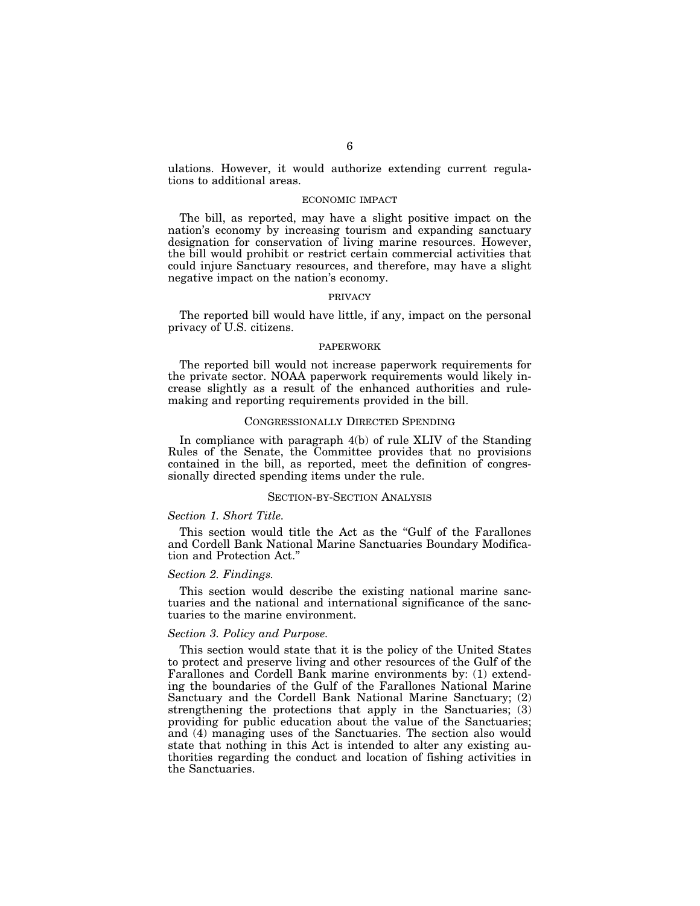ulations. However, it would authorize extending current regulations to additional areas.

### ECONOMIC IMPACT

The bill, as reported, may have a slight positive impact on the nation's economy by increasing tourism and expanding sanctuary designation for conservation of living marine resources. However, the bill would prohibit or restrict certain commercial activities that could injure Sanctuary resources, and therefore, may have a slight negative impact on the nation's economy.

### PRIVACY

The reported bill would have little, if any, impact on the personal privacy of U.S. citizens.

### PAPERWORK

The reported bill would not increase paperwork requirements for the private sector. NOAA paperwork requirements would likely increase slightly as a result of the enhanced authorities and rulemaking and reporting requirements provided in the bill.

## CONGRESSIONALLY DIRECTED SPENDING

In compliance with paragraph 4(b) of rule XLIV of the Standing Rules of the Senate, the Committee provides that no provisions contained in the bill, as reported, meet the definition of congressionally directed spending items under the rule.

## SECTION-BY-SECTION ANALYSIS

*Section 1. Short Title.*

This section would title the Act as the "Gulf of the Farallones and Cordell Bank National Marine Sanctuaries Boundary Modification and Protection Act."

*Section 2. Findings.*

This section would describe the existing national marine sanctuaries and the national and international significance of the sanctuaries to the marine environment.

*Section 3. Policy and Purpose.*

This section would state that it is the policy of the United States to protect and preserve living and other resources of the Gulf of the Farallones and Cordell Bank marine environments by: (1) extending the boundaries of the Gulf of the Farallones National Marine Sanctuary and the Cordell Bank National Marine Sanctuary; (2) strengthening the protections that apply in the Sanctuaries; (3) providing for public education about the value of the Sanctuaries; and (4) managing uses of the Sanctuaries. The section also would state that nothing in this Act is intended to alter any existing authorities regarding the conduct and location of fishing activities in the Sanctuaries.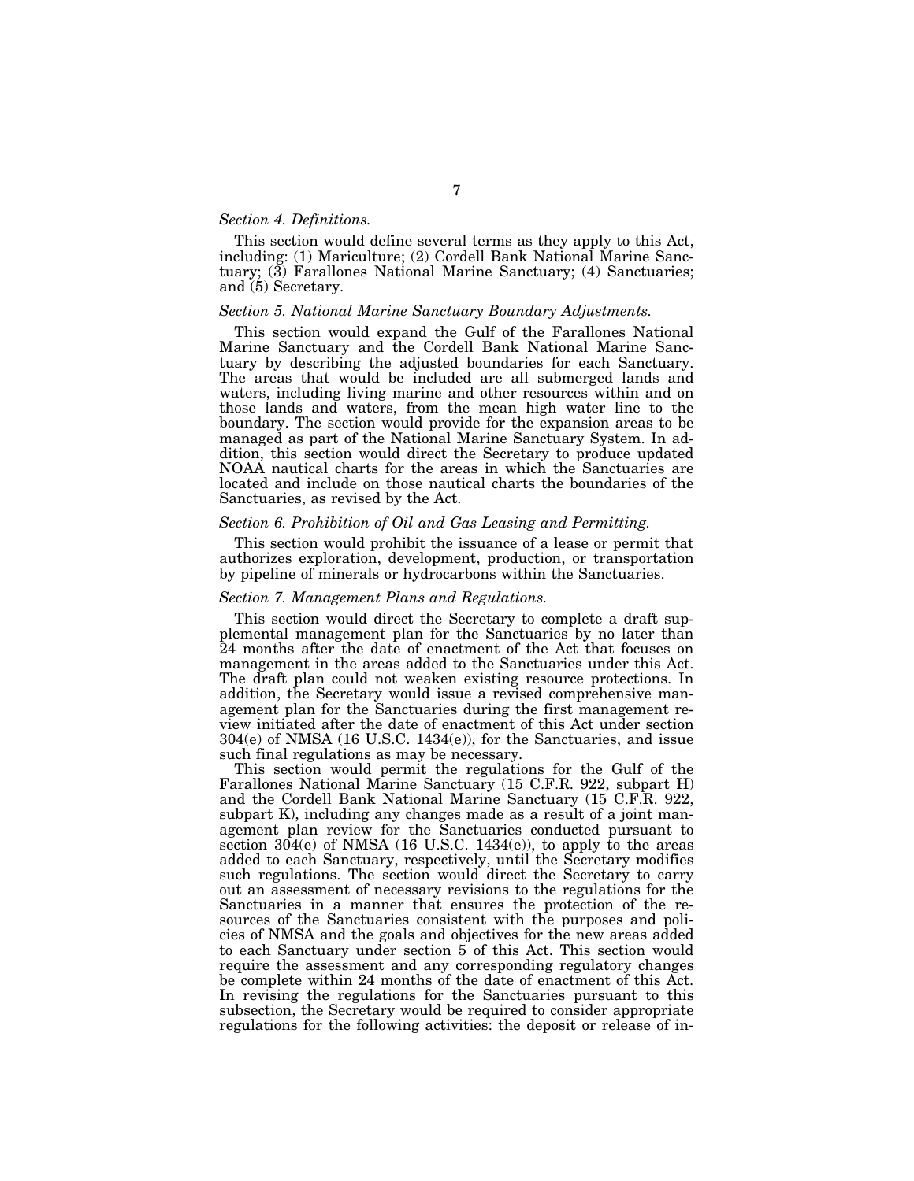*Section 4. Definitions.*

This section would define several terms as they apply to this Act, including: (1) Mariculture; (2) Cordell Bank National Marine Sanctuary; (3) Farallones National Marine Sanctuary; (4) Sanctuaries; and (5) Secretary.

*Section 5. National Marine Sanctuary Boundary Adjustments.*

This section would expand the Gulf of the Farallones National Marine Sanctuary and the Cordell Bank National Marine Sanctuary by describing the adjusted boundaries for each Sanctuary. The areas that would be included are all submerged lands and waters, including living marine and other resources within and on those lands and waters, from the mean high water line to the boundary. The section would provide for the expansion areas to be managed as part of the National Marine Sanctuary System. In addition, this section would direct the Secretary to produce updated NOAA nautical charts for the areas in which the Sanctuaries are located and include on those nautical charts the boundaries of the Sanctuaries, as revised by the Act.

*Section 6. Prohibition of Oil and Gas Leasing and Permitting.*

This section would prohibit the issuance of a lease or permit that authorizes exploration, development, production, or transportation by pipeline of minerals or hydrocarbons within the Sanctuaries.

*Section 7. Management Plans and Regulations.*

This section would direct the Secretary to complete a draft supplemental management plan for the Sanctuaries by no later than 24 months after the date of enactment of the Act that focuses on management in the areas added to the Sanctuaries under this Act. The draft plan could not weaken existing resource protections. In addition, the Secretary would issue a revised comprehensive management plan for the Sanctuaries during the first management review initiated after the date of enactment of this Act under section 304(e) of NMSA (16 U.S.C. 1434(e)), for the Sanctuaries, and issue such final regulations as may be necessary.

This section would permit the regulations for the Gulf of the Farallones National Marine Sanctuary (15 C.F.R. 922, subpart H) and the Cordell Bank National Marine Sanctuary (15 C.F.R. 922, subpart K), including any changes made as a result of a joint management plan review for the Sanctuaries conducted pursuant to section 304(e) of NMSA (16 U.S.C. 1434(e)), to apply to the areas added to each Sanctuary, respectively, until the Secretary modifies such regulations. The section would direct the Secretary to carry out an assessment of necessary revisions to the regulations for the Sanctuaries in a manner that ensures the protection of the resources of the Sanctuaries consistent with the purposes and policies of NMSA and the goals and objectives for the new areas added to each Sanctuary under section 5 of this Act. This section would require the assessment and any corresponding regulatory changes be complete within 24 months of the date of enactment of this Act. In revising the regulations for the Sanctuaries pursuant to this subsection, the Secretary would be required to consider appropriate regulations for the following activities: the deposit or release of in-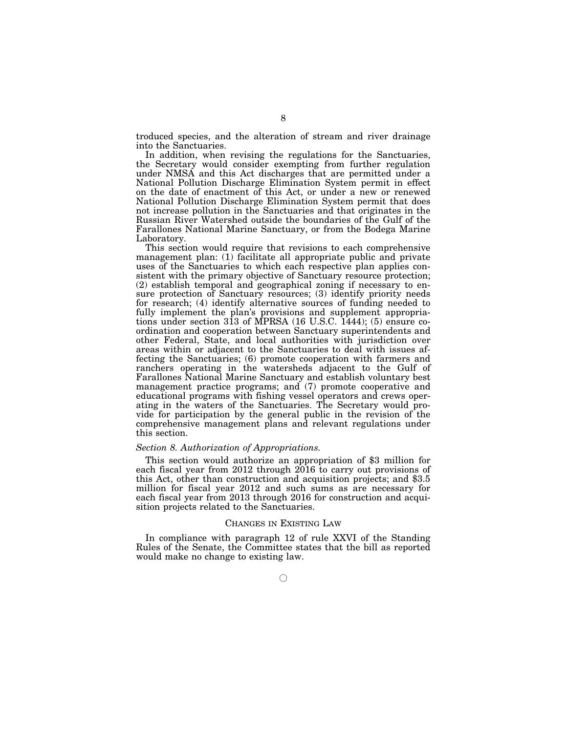troduced species, and the alteration of stream and river drainage into the Sanctuaries.

In addition, when revising the regulations for the Sanctuaries, the Secretary would consider exempting from further regulation under NMSA and this Act discharges that are permitted under a National Pollution Discharge Elimination System permit in effect on the date of enactment of this Act, or under a new or renewed National Pollution Discharge Elimination System permit that does not increase pollution in the Sanctuaries and that originates in the Russian River Watershed outside the boundaries of the Gulf of the Farallones National Marine Sanctuary, or from the Bodega Marine Laboratory.

This section would require that revisions to each comprehensive management plan: (1) facilitate all appropriate public and private uses of the Sanctuaries to which each respective plan applies consistent with the primary objective of Sanctuary resource protection; (2) establish temporal and geographical zoning if necessary to ensure protection of Sanctuary resources; (3) identify priority needs for research; (4) identify alternative sources of funding needed to fully implement the plan's provisions and supplement appropriations under section 313 of MPRSA (16 U.S.C. 1444); (5) ensure coordination and cooperation between Sanctuary superintendents and other Federal, State, and local authorities with jurisdiction over areas within or adjacent to the Sanctuaries to deal with issues affecting the Sanctuaries; (6) promote cooperation with farmers and ranchers operating in the watersheds adjacent to the Gulf of Farallones National Marine Sanctuary and establish voluntary best management practice programs; and (7) promote cooperative and educational programs with fishing vessel operators and crews operating in the waters of the Sanctuaries. The Secretary would provide for participation by the general public in the revision of the comprehensive management plans and relevant regulations under this section.

*Section 8. Authorization of Appropriations.*

This section would authorize an appropriation of $3 million for each fiscal year from 2012 through 2016 to carry out provisions of this Act, other than construction and acquisition projects; and $3.5 million for fiscal year 2012 and such sums as are necessary for each fiscal year from 2013 through 2016 for construction and acquisition projects related to the Sanctuaries.

## CHANGES IN EXISTING LAW

In compliance with paragraph 12 of rule XXVI of the Standing Rules of the Senate, the Committee states that the bill as reported would make no change to existing law.

○